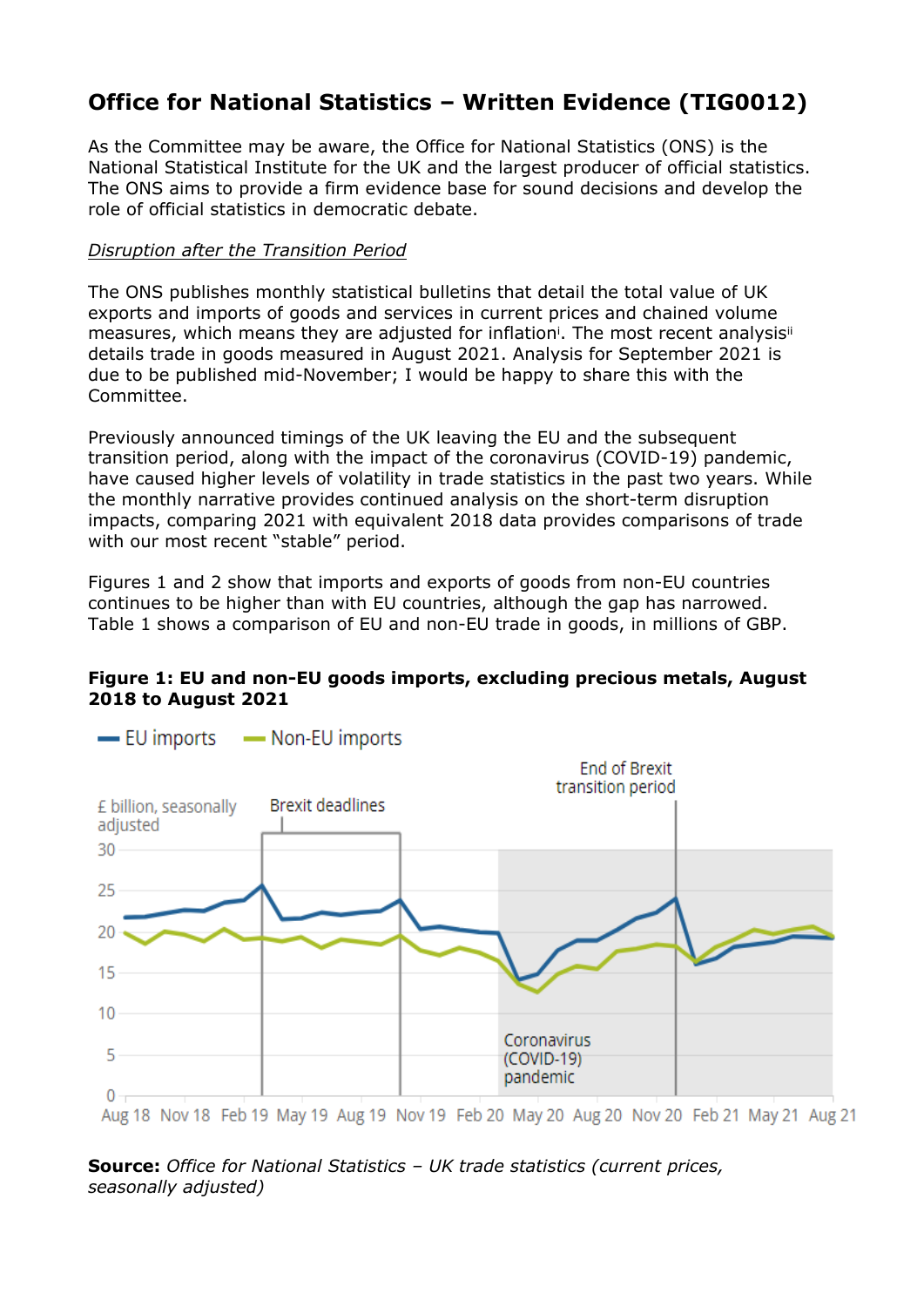# Office for National Statistics – Written Evidence (TIG0012)

As the Committee may be aware, the Office for National Statistics (ONS) is the National Statistical Institute for the UK and the largest producer of official statistics. The ONS aims to provide a firm evidence base for sound decisions and develop the role of official statistics in democratic debate.

*Disruption after the Transition Period*

The ONS publishes monthly statistical bulletins that detail the total value of UK exports and imports of goods and services in current prices and chained volume measures, which means they are adjusted for inflation[i]. The most recent analysis[ii] details trade in goods measured in August 2021. Analysis for September 2021 is due to be published mid-November; I would be happy to share this with the Committee.

Previously announced timings of the UK leaving the EU and the subsequent transition period, along with the impact of the coronavirus (COVID-19) pandemic, have caused higher levels of volatility in trade statistics in the past two years. While the monthly narrative provides continued analysis on the short-term disruption impacts, comparing 2021 with equivalent 2018 data provides comparisons of trade with our most recent "stable" period.

Figures 1 and 2 show that imports and exports of goods from non-EU countries continues to be higher than with EU countries, although the gap has narrowed. Table 1 shows a comparison of EU and non-EU trade in goods, in millions of GBP.

**Figure 1: EU and non-EU goods imports, excluding precious metals, August 2018 to August 2021**

**Source:** *Office for National Statistics – UK trade statistics (current prices, seasonally adjusted)*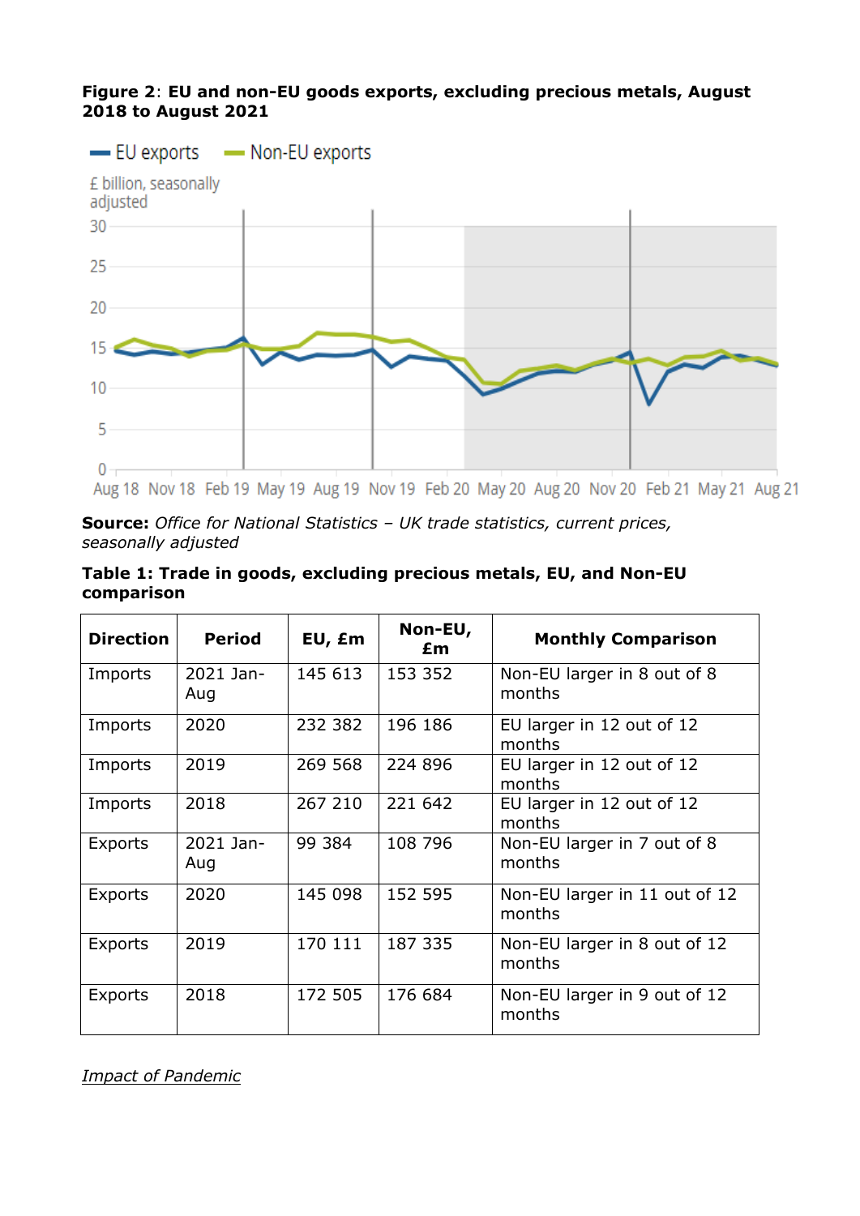**Figure 2**: **EU and non-EU goods exports, excluding precious metals, August 2018 to August 2021**

**Source:** *Office for National Statistics – UK trade statistics, current prices, seasonally adjusted*

**Table 1: Trade in goods, excluding precious metals, EU, and Non-EU comparison**

| Direction | Period | EU, £m | Non-EU, £m | Monthly Comparison |
|---|---|---|---|---|
| Imports | 2021 Jan-Aug | 145 613 | 153 352 | Non-EU larger in 8 out of 8 months |
| Imports | 2020 | 232 382 | 196 186 | EU larger in 12 out of 12 months |
| Imports | 2019 | 269 568 | 224 896 | EU larger in 12 out of 12 months |
| Imports | 2018 | 267 210 | 221 642 | EU larger in 12 out of 12 months |
| Exports | 2021 Jan-Aug | 99 384 | 108 796 | Non-EU larger in 7 out of 8 months |
| Exports | 2020 | 145 098 | 152 595 | Non-EU larger in 11 out of 12 months |
| Exports | 2019 | 170 111 | 187 335 | Non-EU larger in 8 out of 12 months |
| Exports | 2018 | 172 505 | 176 684 | Non-EU larger in 9 out of 12 months |

*Impact of Pandemic*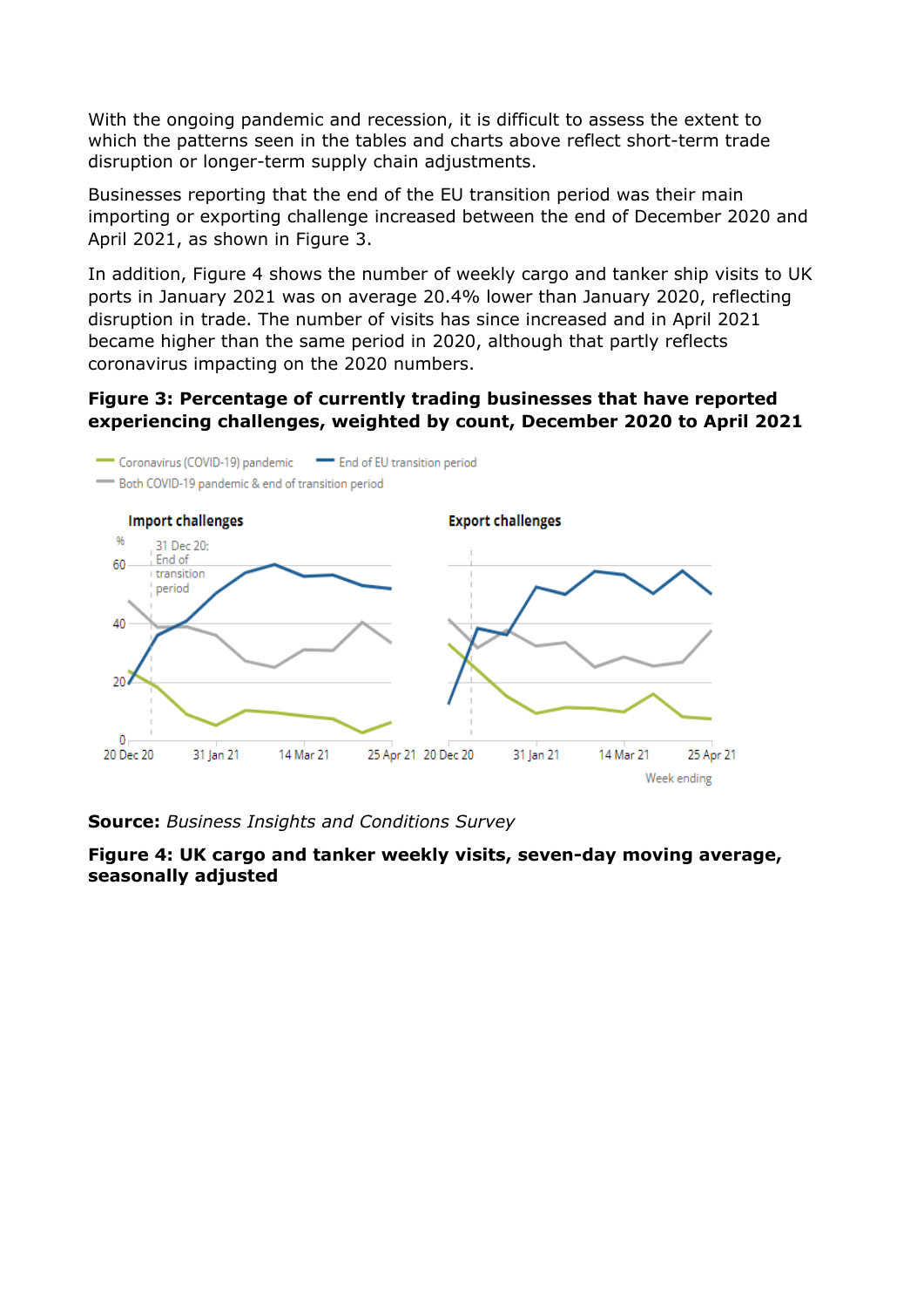With the ongoing pandemic and recession, it is difficult to assess the extent to which the patterns seen in the tables and charts above reflect short-term trade disruption or longer-term supply chain adjustments.

Businesses reporting that the end of the EU transition period was their main importing or exporting challenge increased between the end of December 2020 and April 2021, as shown in Figure 3.

In addition, Figure 4 shows the number of weekly cargo and tanker ship visits to UK ports in January 2021 was on average 20.4% lower than January 2020, reflecting disruption in trade. The number of visits has since increased and in April 2021 became higher than the same period in 2020, although that partly reflects coronavirus impacting on the 2020 numbers.

**Figure 3: Percentage of currently trading businesses that have reported experiencing challenges, weighted by count, December 2020 to April 2021**

**Source:** *Business Insights and Conditions Survey*

**Figure 4: UK cargo and tanker weekly visits, seven-day moving average, seasonally adjusted**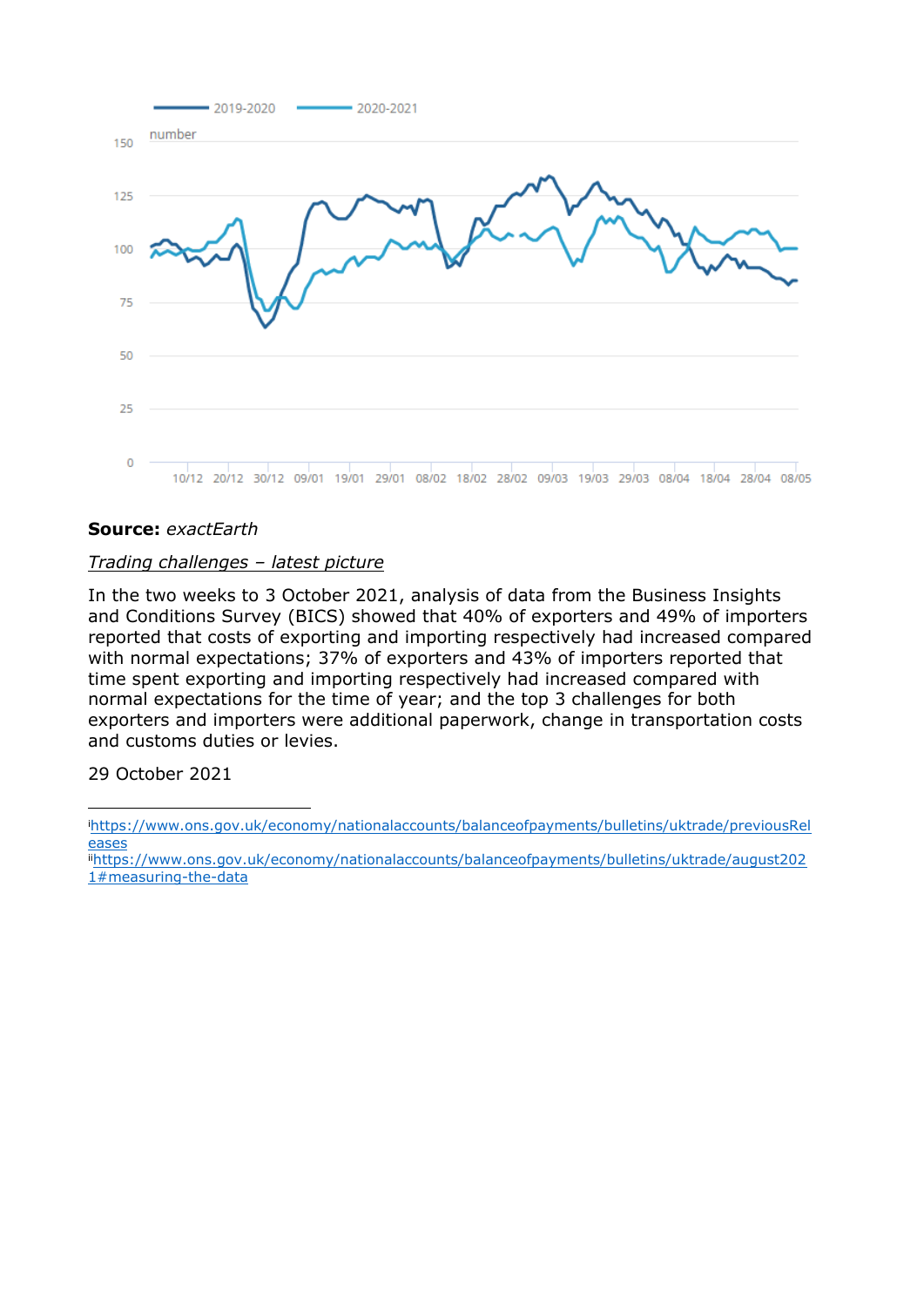2019-2020
2020-2021

number

150
125
100
75
50
25
0

10/12 20/12 30/12 09/01 19/01 29/01 08/02 18/02 28/02 09/03 19/03 29/03 08/04 18/04 28/04 08/05

**Source:** *exactEarth*

*Trading challenges – latest picture*

In the two weeks to 3 October 2021, analysis of data from the Business Insights and Conditions Survey (BICS) showed that 40% of exporters and 49% of importers reported that costs of exporting and importing respectively had increased compared with normal expectations; 37% of exporters and 43% of importers reported that time spent exporting and importing respectively had increased compared with normal expectations for the time of year; and the top 3 challenges for both exporters and importers were additional paperwork, change in transportation costs and customs duties or levies.

29 October 2021

---

[i] https://www.ons.gov.uk/economy/nationalaccounts/balanceofpayments/bulletins/uktrade/previousReleases

[ii] https://www.ons.gov.uk/economy/nationalaccounts/balanceofpayments/bulletins/uktrade/august2021#measuring-the-data